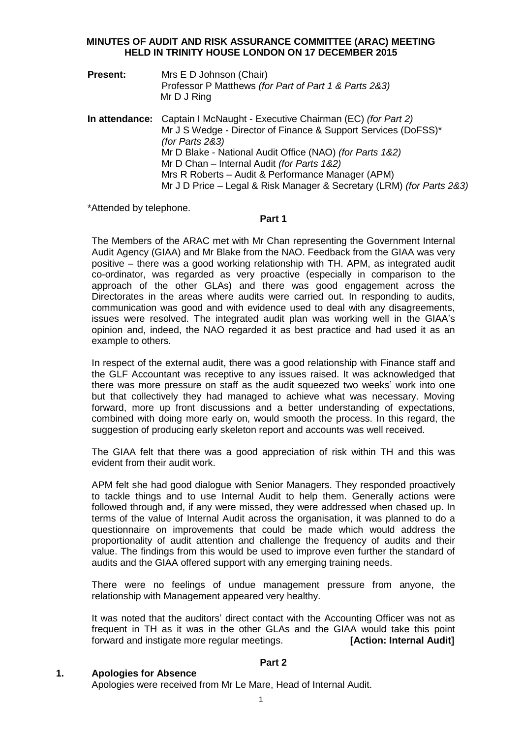**MINUTES OF AUDIT AND RISK ASSURANCE COMMITTEE (ARAC) MEETING HELD IN TRINITY HOUSE LONDON ON 17 DECEMBER 2015**

**Present:** Mrs E D Johnson (Chair)
Professor P Matthews *(for Part of Part 1 & Parts 2&3)*
Mr D J Ring

**In attendance:** Captain I McNaught - Executive Chairman (EC) *(for Part 2)*
Mr J S Wedge - Director of Finance & Support Services (DoFSS)* *(for Parts 2&3)*
Mr D Blake - National Audit Office (NAO) *(for Parts 1&2)*
Mr D Chan – Internal Audit *(for Parts 1&2)*
Mrs R Roberts – Audit & Performance Manager (APM)
Mr J D Price – Legal & Risk Manager & Secretary (LRM) *(for Parts 2&3)*

*Attended by telephone.

**Part 1**

The Members of the ARAC met with Mr Chan representing the Government Internal Audit Agency (GIAA) and Mr Blake from the NAO. Feedback from the GIAA was very positive – there was a good working relationship with TH. APM, as integrated audit co-ordinator, was regarded as very proactive (especially in comparison to the approach of the other GLAs) and there was good engagement across the Directorates in the areas where audits were carried out. In responding to audits, communication was good and with evidence used to deal with any disagreements, issues were resolved. The integrated audit plan was working well in the GIAA's opinion and, indeed, the NAO regarded it as best practice and had used it as an example to others.

In respect of the external audit, there was a good relationship with Finance staff and the GLF Accountant was receptive to any issues raised. It was acknowledged that there was more pressure on staff as the audit squeezed two weeks' work into one but that collectively they had managed to achieve what was necessary. Moving forward, more up front discussions and a better understanding of expectations, combined with doing more early on, would smooth the process. In this regard, the suggestion of producing early skeleton report and accounts was well received.

The GIAA felt that there was a good appreciation of risk within TH and this was evident from their audit work.

APM felt she had good dialogue with Senior Managers. They responded proactively to tackle things and to use Internal Audit to help them. Generally actions were followed through and, if any were missed, they were addressed when chased up. In terms of the value of Internal Audit across the organisation, it was planned to do a questionnaire on improvements that could be made which would address the proportionality of audit attention and challenge the frequency of audits and their value. The findings from this would be used to improve even further the standard of audits and the GIAA offered support with any emerging training needs.

There were no feelings of undue management pressure from anyone, the relationship with Management appeared very healthy.

It was noted that the auditors' direct contact with the Accounting Officer was not as frequent in TH as it was in the other GLAs and the GIAA would take this point forward and instigate more regular meetings. **[Action: Internal Audit]**

**Part 2**

**1. Apologies for Absence**

Apologies were received from Mr Le Mare, Head of Internal Audit.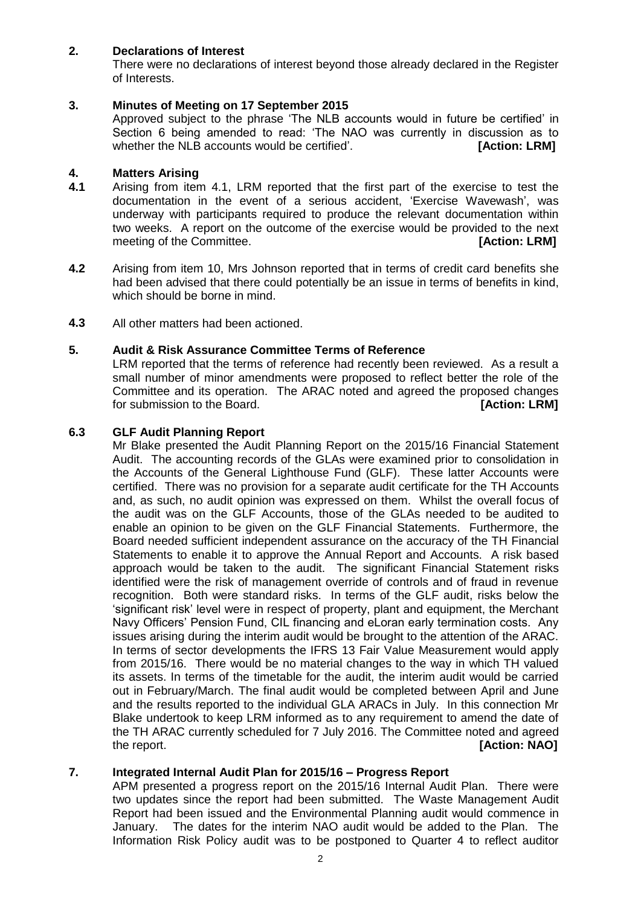## 2. Declarations of Interest

There were no declarations of interest beyond those already declared in the Register of Interests.

## 3. Minutes of Meeting on 17 September 2015

Approved subject to the phrase 'The NLB accounts would in future be certified' in Section 6 being amended to read: 'The NAO was currently in discussion as to whether the NLB accounts would be certified'. **[Action: LRM]**

## 4. Matters Arising

**4.1** Arising from item 4.1, LRM reported that the first part of the exercise to test the documentation in the event of a serious accident, 'Exercise Wavewash', was underway with participants required to produce the relevant documentation within two weeks. A report on the outcome of the exercise would be provided to the next meeting of the Committee. **[Action: LRM]**

**4.2** Arising from item 10, Mrs Johnson reported that in terms of credit card benefits she had been advised that there could potentially be an issue in terms of benefits in kind, which should be borne in mind.

**4.3** All other matters had been actioned.

## 5. Audit & Risk Assurance Committee Terms of Reference

LRM reported that the terms of reference had recently been reviewed. As a result a small number of minor amendments were proposed to reflect better the role of the Committee and its operation. The ARAC noted and agreed the proposed changes for submission to the Board. **[Action: LRM]**

## 6.3 GLF Audit Planning Report

Mr Blake presented the Audit Planning Report on the 2015/16 Financial Statement Audit. The accounting records of the GLAs were examined prior to consolidation in the Accounts of the General Lighthouse Fund (GLF). These latter Accounts were certified. There was no provision for a separate audit certificate for the TH Accounts and, as such, no audit opinion was expressed on them. Whilst the overall focus of the audit was on the GLF Accounts, those of the GLAs needed to be audited to enable an opinion to be given on the GLF Financial Statements. Furthermore, the Board needed sufficient independent assurance on the accuracy of the TH Financial Statements to enable it to approve the Annual Report and Accounts. A risk based approach would be taken to the audit. The significant Financial Statement risks identified were the risk of management override of controls and of fraud in revenue recognition. Both were standard risks. In terms of the GLF audit, risks below the 'significant risk' level were in respect of property, plant and equipment, the Merchant Navy Officers' Pension Fund, CIL financing and eLoran early termination costs. Any issues arising during the interim audit would be brought to the attention of the ARAC. In terms of sector developments the IFRS 13 Fair Value Measurement would apply from 2015/16. There would be no material changes to the way in which TH valued its assets. In terms of the timetable for the audit, the interim audit would be carried out in February/March. The final audit would be completed between April and June and the results reported to the individual GLA ARACs in July. In this connection Mr Blake undertook to keep LRM informed as to any requirement to amend the date of the TH ARAC currently scheduled for 7 July 2016. The Committee noted and agreed the report. **[Action: NAO]**

## 7. Integrated Internal Audit Plan for 2015/16 – Progress Report

APM presented a progress report on the 2015/16 Internal Audit Plan. There were two updates since the report had been submitted. The Waste Management Audit Report had been issued and the Environmental Planning audit would commence in January. The dates for the interim NAO audit would be added to the Plan. The Information Risk Policy audit was to be postponed to Quarter 4 to reflect auditor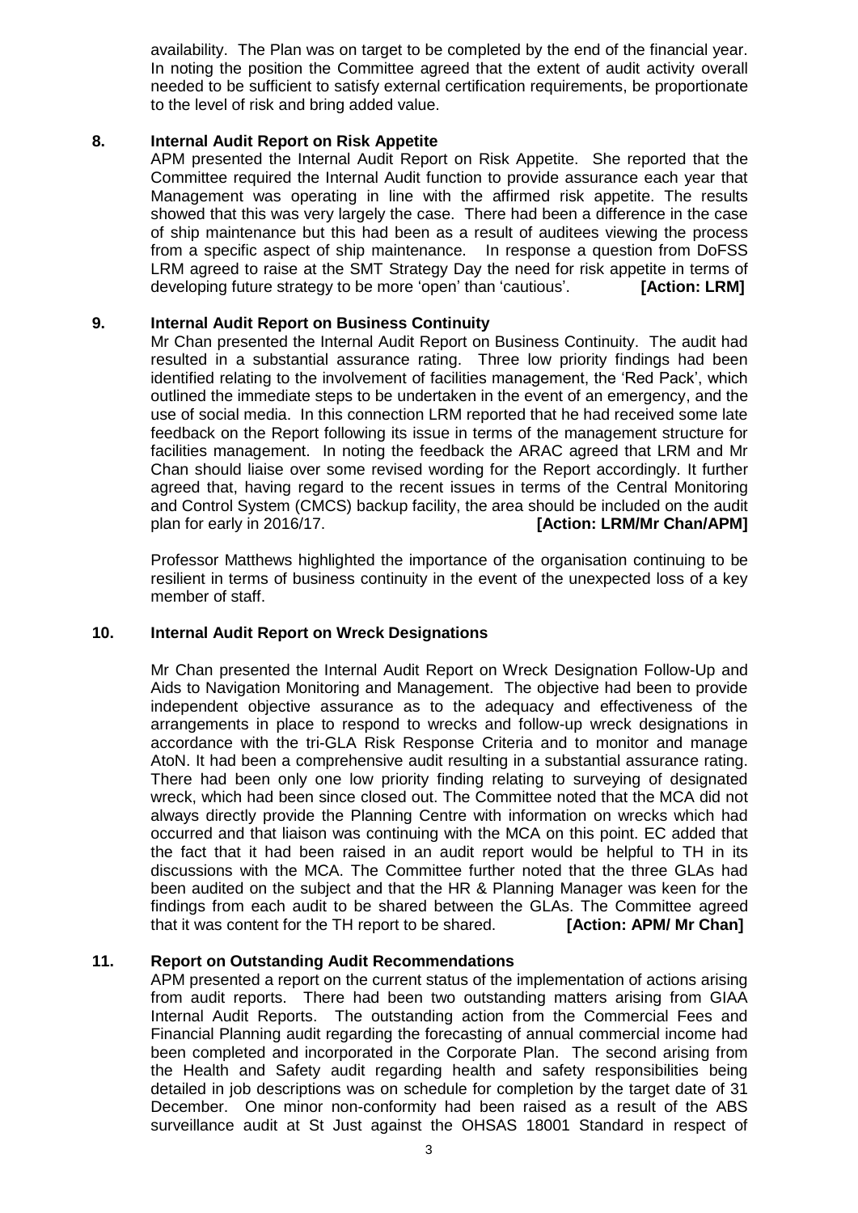availability. The Plan was on target to be completed by the end of the financial year. In noting the position the Committee agreed that the extent of audit activity overall needed to be sufficient to satisfy external certification requirements, be proportionate to the level of risk and bring added value.

## 8. Internal Audit Report on Risk Appetite

APM presented the Internal Audit Report on Risk Appetite. She reported that the Committee required the Internal Audit function to provide assurance each year that Management was operating in line with the affirmed risk appetite. The results showed that this was very largely the case. There had been a difference in the case of ship maintenance but this had been as a result of auditees viewing the process from a specific aspect of ship maintenance. In response a question from DoFSS LRM agreed to raise at the SMT Strategy Day the need for risk appetite in terms of developing future strategy to be more 'open' than 'cautious'. **[Action: LRM]**

## 9. Internal Audit Report on Business Continuity

Mr Chan presented the Internal Audit Report on Business Continuity. The audit had resulted in a substantial assurance rating. Three low priority findings had been identified relating to the involvement of facilities management, the 'Red Pack', which outlined the immediate steps to be undertaken in the event of an emergency, and the use of social media. In this connection LRM reported that he had received some late feedback on the Report following its issue in terms of the management structure for facilities management. In noting the feedback the ARAC agreed that LRM and Mr Chan should liaise over some revised wording for the Report accordingly. It further agreed that, having regard to the recent issues in terms of the Central Monitoring and Control System (CMCS) backup facility, the area should be included on the audit plan for early in 2016/17. **[Action: LRM/Mr Chan/APM]**

Professor Matthews highlighted the importance of the organisation continuing to be resilient in terms of business continuity in the event of the unexpected loss of a key member of staff.

## 10. Internal Audit Report on Wreck Designations

Mr Chan presented the Internal Audit Report on Wreck Designation Follow-Up and Aids to Navigation Monitoring and Management. The objective had been to provide independent objective assurance as to the adequacy and effectiveness of the arrangements in place to respond to wrecks and follow-up wreck designations in accordance with the tri-GLA Risk Response Criteria and to monitor and manage AtoN. It had been a comprehensive audit resulting in a substantial assurance rating. There had been only one low priority finding relating to surveying of designated wreck, which had been since closed out. The Committee noted that the MCA did not always directly provide the Planning Centre with information on wrecks which had occurred and that liaison was continuing with the MCA on this point. EC added that the fact that it had been raised in an audit report would be helpful to TH in its discussions with the MCA. The Committee further noted that the three GLAs had been audited on the subject and that the HR & Planning Manager was keen for the findings from each audit to be shared between the GLAs. The Committee agreed that it was content for the TH report to be shared. **[Action: APM/ Mr Chan]**

## 11. Report on Outstanding Audit Recommendations

APM presented a report on the current status of the implementation of actions arising from audit reports. There had been two outstanding matters arising from GIAA Internal Audit Reports. The outstanding action from the Commercial Fees and Financial Planning audit regarding the forecasting of annual commercial income had been completed and incorporated in the Corporate Plan. The second arising from the Health and Safety audit regarding health and safety responsibilities being detailed in job descriptions was on schedule for completion by the target date of 31 December. One minor non-conformity had been raised as a result of the ABS surveillance audit at St Just against the OHSAS 18001 Standard in respect of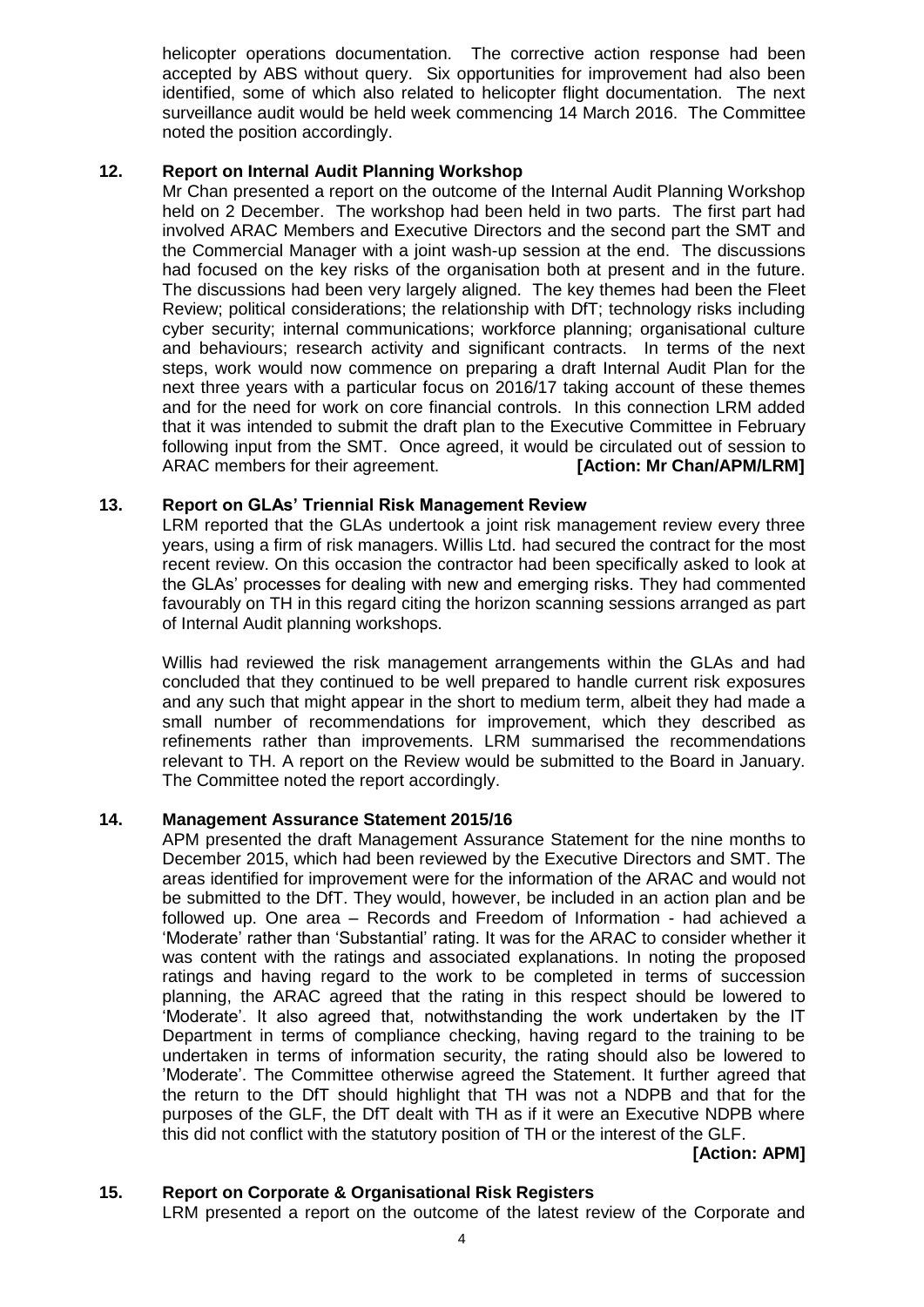helicopter operations documentation. The corrective action response had been accepted by ABS without query. Six opportunities for improvement had also been identified, some of which also related to helicopter flight documentation. The next surveillance audit would be held week commencing 14 March 2016. The Committee noted the position accordingly.

### 12. Report on Internal Audit Planning Workshop

Mr Chan presented a report on the outcome of the Internal Audit Planning Workshop held on 2 December. The workshop had been held in two parts. The first part had involved ARAC Members and Executive Directors and the second part the SMT and the Commercial Manager with a joint wash-up session at the end. The discussions had focused on the key risks of the organisation both at present and in the future. The discussions had been very largely aligned. The key themes had been the Fleet Review; political considerations; the relationship with DfT; technology risks including cyber security; internal communications; workforce planning; organisational culture and behaviours; research activity and significant contracts. In terms of the next steps, work would now commence on preparing a draft Internal Audit Plan for the next three years with a particular focus on 2016/17 taking account of these themes and for the need for work on core financial controls. In this connection LRM added that it was intended to submit the draft plan to the Executive Committee in February following input from the SMT. Once agreed, it would be circulated out of session to ARAC members for their agreement. **[Action: Mr Chan/APM/LRM]**

### 13. Report on GLAs' Triennial Risk Management Review

LRM reported that the GLAs undertook a joint risk management review every three years, using a firm of risk managers. Willis Ltd. had secured the contract for the most recent review. On this occasion the contractor had been specifically asked to look at the GLAs' processes for dealing with new and emerging risks. They had commented favourably on TH in this regard citing the horizon scanning sessions arranged as part of Internal Audit planning workshops.

Willis had reviewed the risk management arrangements within the GLAs and had concluded that they continued to be well prepared to handle current risk exposures and any such that might appear in the short to medium term, albeit they had made a small number of recommendations for improvement, which they described as refinements rather than improvements. LRM summarised the recommendations relevant to TH. A report on the Review would be submitted to the Board in January. The Committee noted the report accordingly.

### 14. Management Assurance Statement 2015/16

APM presented the draft Management Assurance Statement for the nine months to December 2015, which had been reviewed by the Executive Directors and SMT. The areas identified for improvement were for the information of the ARAC and would not be submitted to the DfT. They would, however, be included in an action plan and be followed up. One area – Records and Freedom of Information - had achieved a 'Moderate' rather than 'Substantial' rating. It was for the ARAC to consider whether it was content with the ratings and associated explanations. In noting the proposed ratings and having regard to the work to be completed in terms of succession planning, the ARAC agreed that the rating in this respect should be lowered to 'Moderate'. It also agreed that, notwithstanding the work undertaken by the IT Department in terms of compliance checking, having regard to the training to be undertaken in terms of information security, the rating should also be lowered to 'Moderate'. The Committee otherwise agreed the Statement. It further agreed that the return to the DfT should highlight that TH was not a NDPB and that for the purposes of the GLF, the DfT dealt with TH as if it were an Executive NDPB where this did not conflict with the statutory position of TH or the interest of the GLF.

**[Action: APM]**

### 15. Report on Corporate & Organisational Risk Registers

LRM presented a report on the outcome of the latest review of the Corporate and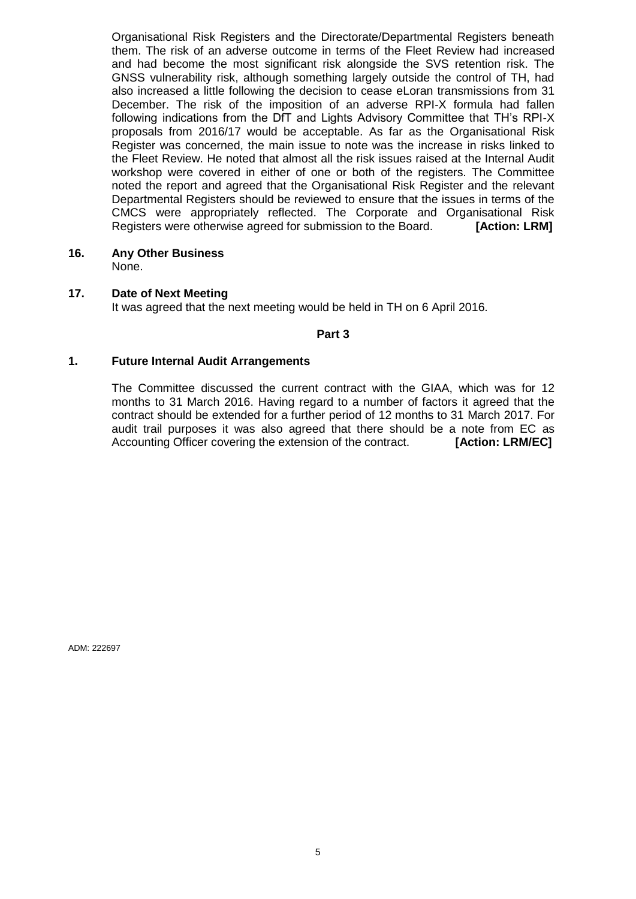Organisational Risk Registers and the Directorate/Departmental Registers beneath them. The risk of an adverse outcome in terms of the Fleet Review had increased and had become the most significant risk alongside the SVS retention risk. The GNSS vulnerability risk, although something largely outside the control of TH, had also increased a little following the decision to cease eLoran transmissions from 31 December. The risk of the imposition of an adverse RPI-X formula had fallen following indications from the DfT and Lights Advisory Committee that TH's RPI-X proposals from 2016/17 would be acceptable. As far as the Organisational Risk Register was concerned, the main issue to note was the increase in risks linked to the Fleet Review. He noted that almost all the risk issues raised at the Internal Audit workshop were covered in either of one or both of the registers. The Committee noted the report and agreed that the Organisational Risk Register and the relevant Departmental Registers should be reviewed to ensure that the issues in terms of the CMCS were appropriately reflected. The Corporate and Organisational Risk Registers were otherwise agreed for submission to the Board. **[Action: LRM]**

## 16. Any Other Business

None.

## 17. Date of Next Meeting

It was agreed that the next meeting would be held in TH on 6 April 2016.

**Part 3**

## 1. Future Internal Audit Arrangements

The Committee discussed the current contract with the GIAA, which was for 12 months to 31 March 2016. Having regard to a number of factors it agreed that the contract should be extended for a further period of 12 months to 31 March 2017. For audit trail purposes it was also agreed that there should be a note from EC as Accounting Officer covering the extension of the contract. **[Action: LRM/EC]**

ADM: 222697